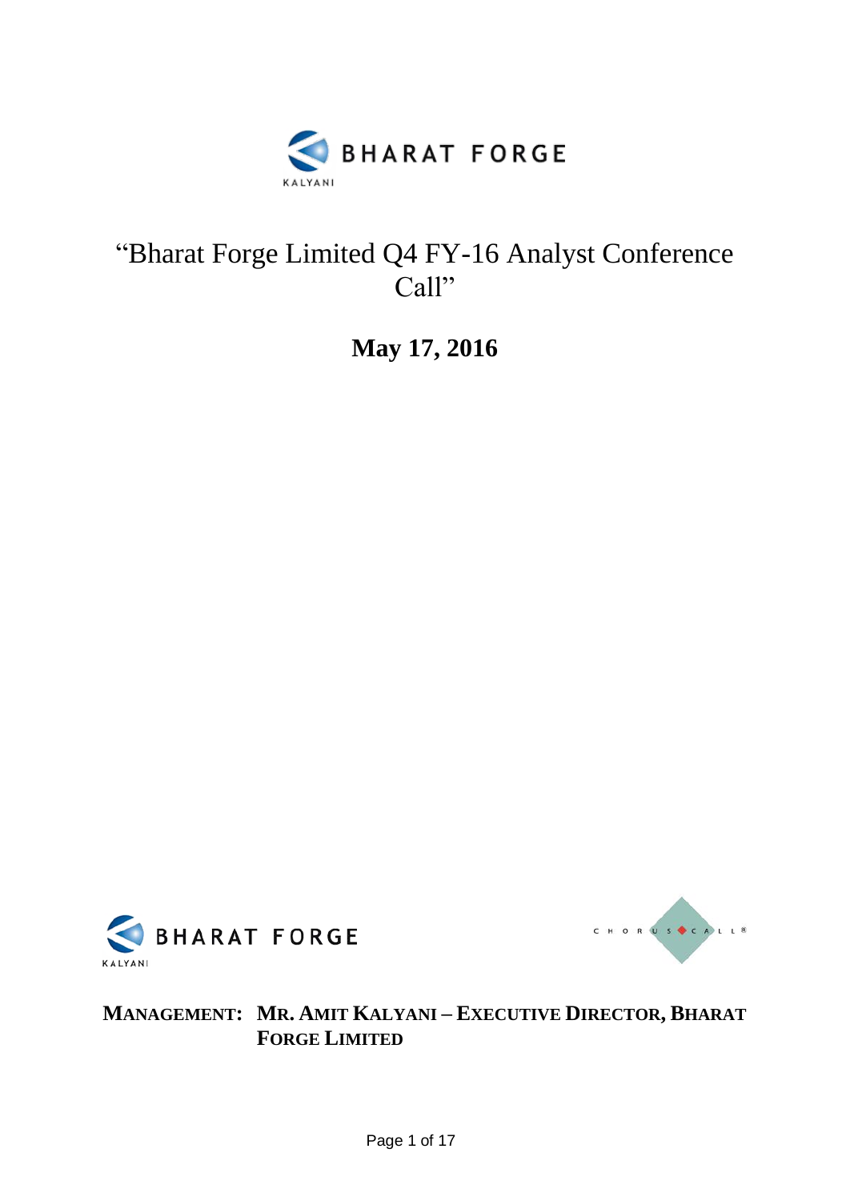# "Bharat Forge Limited Q4 FY-16 Analyst Conference Call"

## May 17, 2016

**MANAGEMENT: MR. AMIT KALYANI – EXECUTIVE DIRECTOR, BHARAT FORGE LIMITED**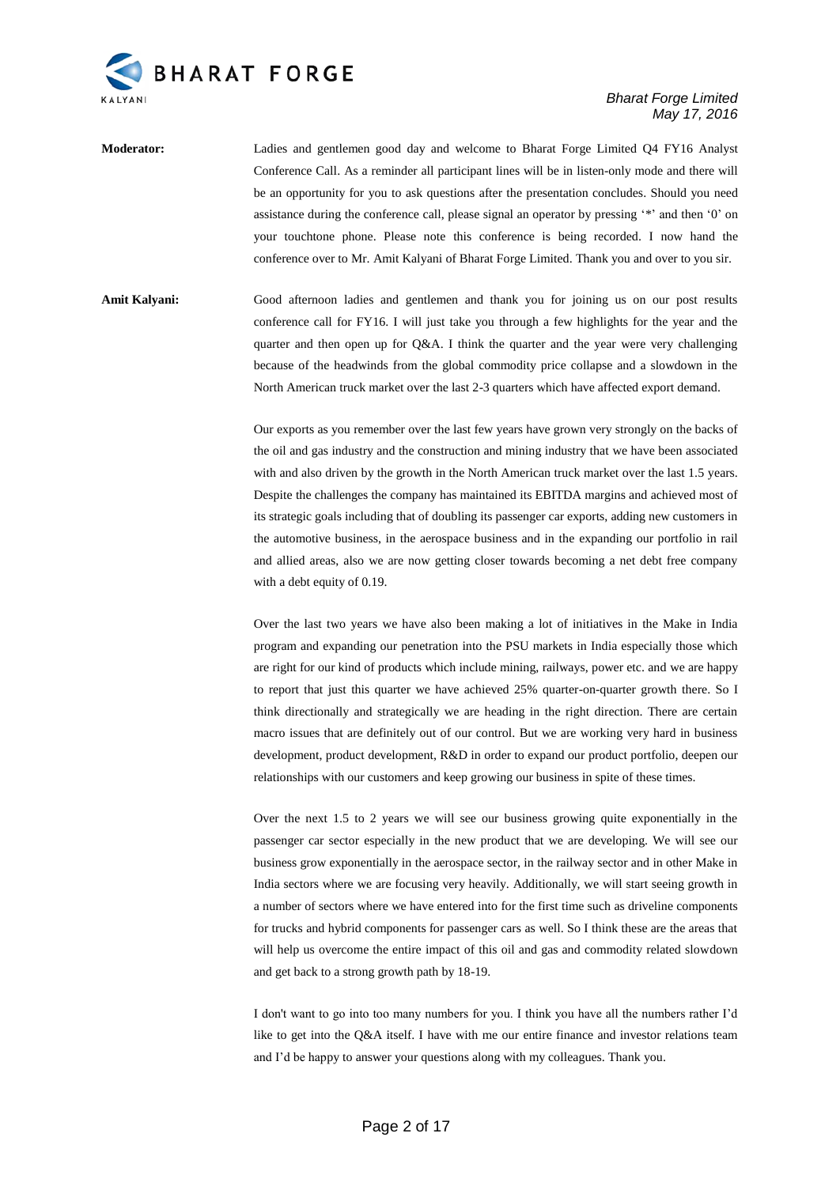**Moderator:** Ladies and gentlemen good day and welcome to Bharat Forge Limited Q4 FY16 Analyst Conference Call. As a reminder all participant lines will be in listen-only mode and there will be an opportunity for you to ask questions after the presentation concludes. Should you need assistance during the conference call, please signal an operator by pressing '*' and then '0' on your touchtone phone. Please note this conference is being recorded. I now hand the conference over to Mr. Amit Kalyani of Bharat Forge Limited. Thank you and over to you sir.

**Amit Kalyani:** Good afternoon ladies and gentlemen and thank you for joining us on our post results conference call for FY16. I will just take you through a few highlights for the year and the quarter and then open up for Q&A. I think the quarter and the year were very challenging because of the headwinds from the global commodity price collapse and a slowdown in the North American truck market over the last 2-3 quarters which have affected export demand.

Our exports as you remember over the last few years have grown very strongly on the backs of the oil and gas industry and the construction and mining industry that we have been associated with and also driven by the growth in the North American truck market over the last 1.5 years. Despite the challenges the company has maintained its EBITDA margins and achieved most of its strategic goals including that of doubling its passenger car exports, adding new customers in the automotive business, in the aerospace business and in the expanding our portfolio in rail and allied areas, also we are now getting closer towards becoming a net debt free company with a debt equity of 0.19.

Over the last two years we have also been making a lot of initiatives in the Make in India program and expanding our penetration into the PSU markets in India especially those which are right for our kind of products which include mining, railways, power etc. and we are happy to report that just this quarter we have achieved 25% quarter-on-quarter growth there. So I think directionally and strategically we are heading in the right direction. There are certain macro issues that are definitely out of our control. But we are working very hard in business development, product development, R&D in order to expand our product portfolio, deepen our relationships with our customers and keep growing our business in spite of these times.

Over the next 1.5 to 2 years we will see our business growing quite exponentially in the passenger car sector especially in the new product that we are developing. We will see our business grow exponentially in the aerospace sector, in the railway sector and in other Make in India sectors where we are focusing very heavily. Additionally, we will start seeing growth in a number of sectors where we have entered into for the first time such as driveline components for trucks and hybrid components for passenger cars as well. So I think these are the areas that will help us overcome the entire impact of this oil and gas and commodity related slowdown and get back to a strong growth path by 18-19.

I don't want to go into too many numbers for you. I think you have all the numbers rather I'd like to get into the Q&A itself. I have with me our entire finance and investor relations team and I'd be happy to answer your questions along with my colleagues. Thank you.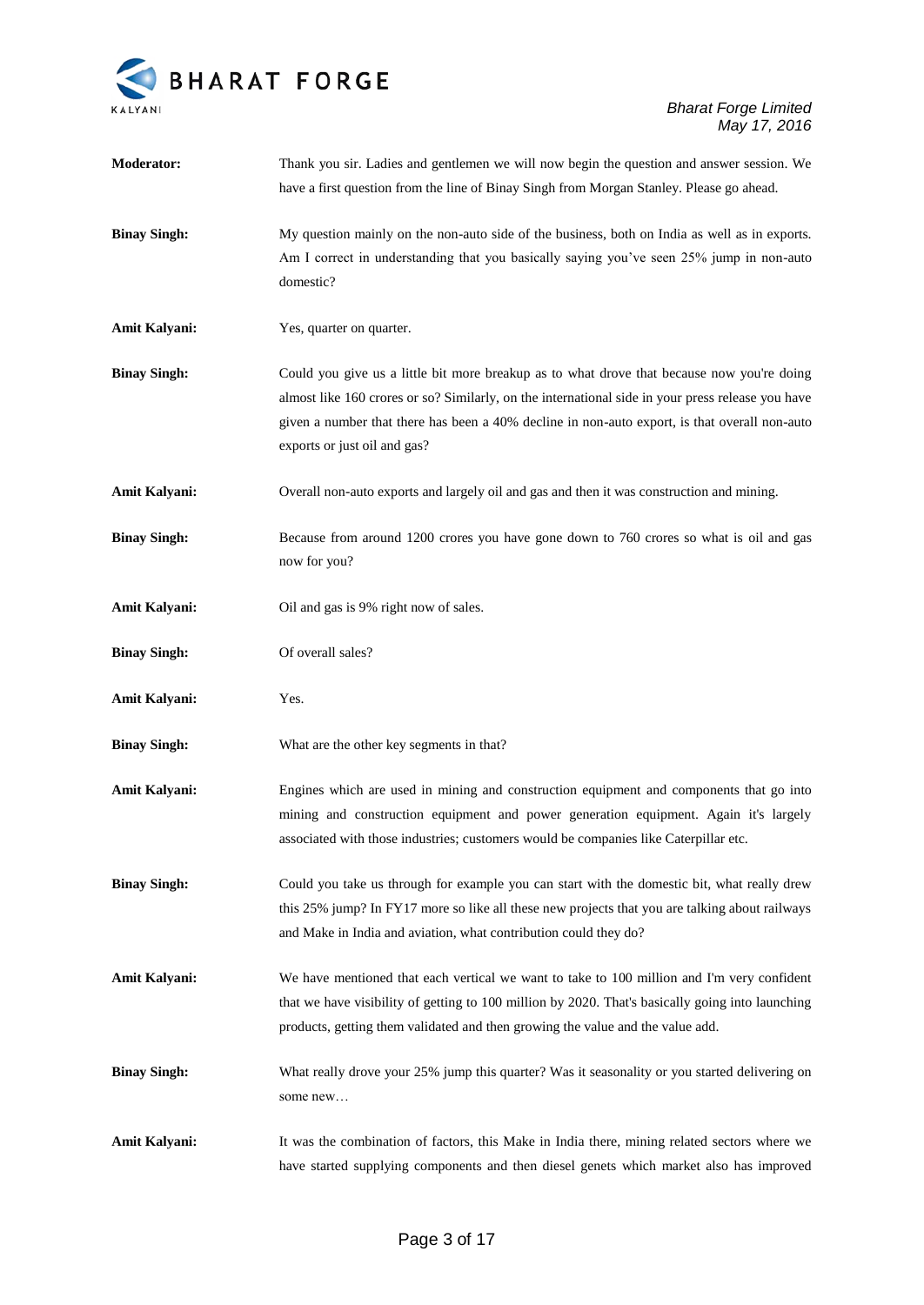**Moderator:** Thank you sir. Ladies and gentlemen we will now begin the question and answer session. We have a first question from the line of Binay Singh from Morgan Stanley. Please go ahead.

**Binay Singh:** My question mainly on the non-auto side of the business, both on India as well as in exports. Am I correct in understanding that you basically saying you've seen 25% jump in non-auto domestic?

**Amit Kalyani:** Yes, quarter on quarter.

**Binay Singh:** Could you give us a little bit more breakup as to what drove that because now you're doing almost like 160 crores or so? Similarly, on the international side in your press release you have given a number that there has been a 40% decline in non-auto export, is that overall non-auto exports or just oil and gas?

**Amit Kalyani:** Overall non-auto exports and largely oil and gas and then it was construction and mining.

**Binay Singh:** Because from around 1200 crores you have gone down to 760 crores so what is oil and gas now for you?

**Amit Kalyani:** Oil and gas is 9% right now of sales.

**Binay Singh:** Of overall sales?

**Amit Kalyani:** Yes.

**Binay Singh:** What are the other key segments in that?

**Amit Kalyani:** Engines which are used in mining and construction equipment and components that go into mining and construction equipment and power generation equipment. Again it's largely associated with those industries; customers would be companies like Caterpillar etc.

**Binay Singh:** Could you take us through for example you can start with the domestic bit, what really drew this 25% jump? In FY17 more so like all these new projects that you are talking about railways and Make in India and aviation, what contribution could they do?

**Amit Kalyani:** We have mentioned that each vertical we want to take to 100 million and I'm very confident that we have visibility of getting to 100 million by 2020. That's basically going into launching products, getting them validated and then growing the value and the value add.

**Binay Singh:** What really drove your 25% jump this quarter? Was it seasonality or you started delivering on some new…

**Amit Kalyani:** It was the combination of factors, this Make in India there, mining related sectors where we have started supplying components and then diesel genets which market also has improved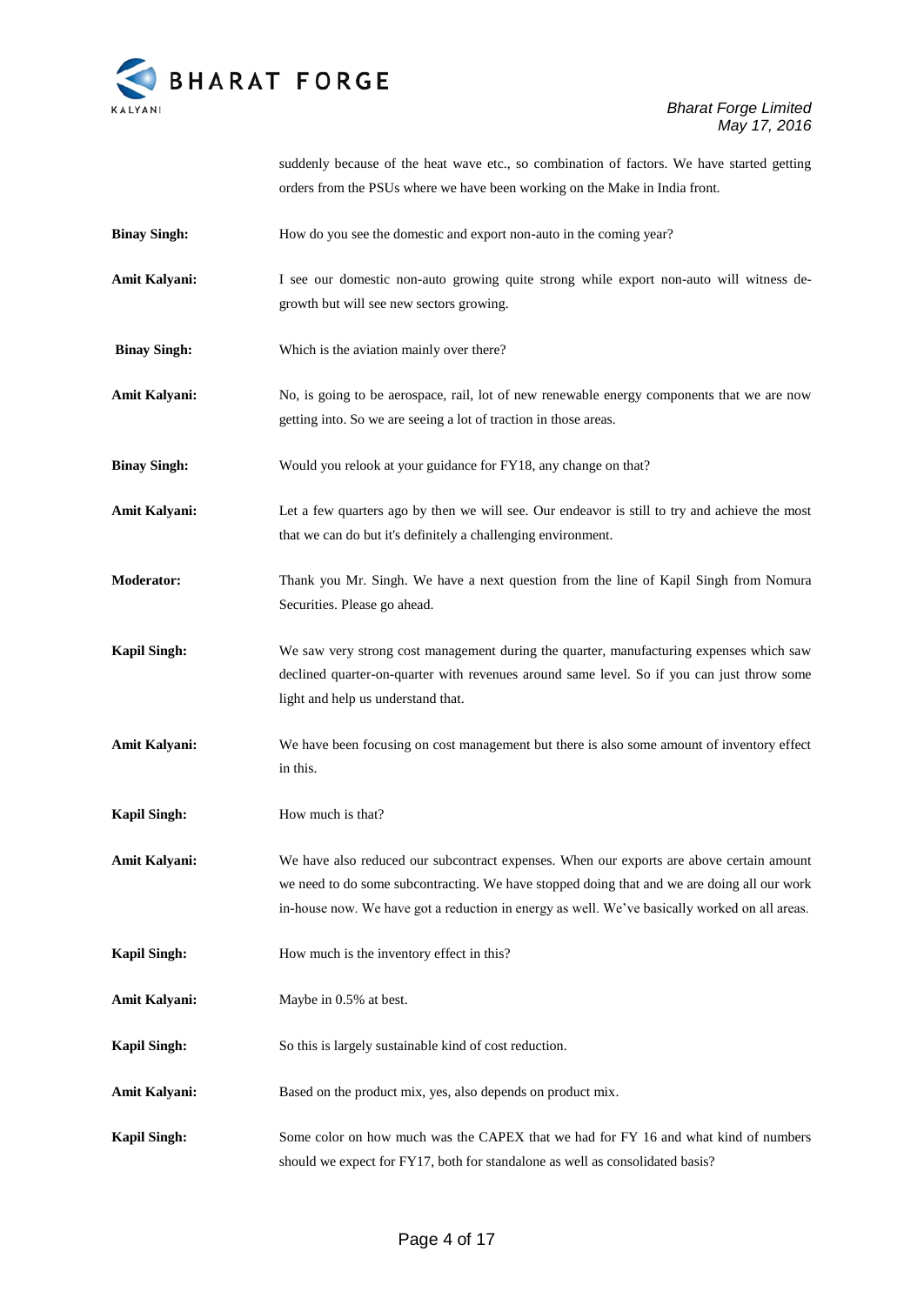suddenly because of the heat wave etc., so combination of factors. We have started getting orders from the PSUs where we have been working on the Make in India front.

**Binay Singh:** How do you see the domestic and export non-auto in the coming year?

**Amit Kalyani:** I see our domestic non-auto growing quite strong while export non-auto will witness de-growth but will see new sectors growing.

**Binay Singh:** Which is the aviation mainly over there?

**Amit Kalyani:** No, is going to be aerospace, rail, lot of new renewable energy components that we are now getting into. So we are seeing a lot of traction in those areas.

**Binay Singh:** Would you relook at your guidance for FY18, any change on that?

**Amit Kalyani:** Let a few quarters ago by then we will see. Our endeavor is still to try and achieve the most that we can do but it's definitely a challenging environment.

**Moderator:** Thank you Mr. Singh. We have a next question from the line of Kapil Singh from Nomura Securities. Please go ahead.

**Kapil Singh:** We saw very strong cost management during the quarter, manufacturing expenses which saw declined quarter-on-quarter with revenues around same level. So if you can just throw some light and help us understand that.

**Amit Kalyani:** We have been focusing on cost management but there is also some amount of inventory effect in this.

**Kapil Singh:** How much is that?

**Amit Kalyani:** We have also reduced our subcontract expenses. When our exports are above certain amount we need to do some subcontracting. We have stopped doing that and we are doing all our work in-house now. We have got a reduction in energy as well. We've basically worked on all areas.

**Kapil Singh:** How much is the inventory effect in this?

**Amit Kalyani:** Maybe in 0.5% at best.

**Kapil Singh:** So this is largely sustainable kind of cost reduction.

**Amit Kalyani:** Based on the product mix, yes, also depends on product mix.

**Kapil Singh:** Some color on how much was the CAPEX that we had for FY 16 and what kind of numbers should we expect for FY17, both for standalone as well as consolidated basis?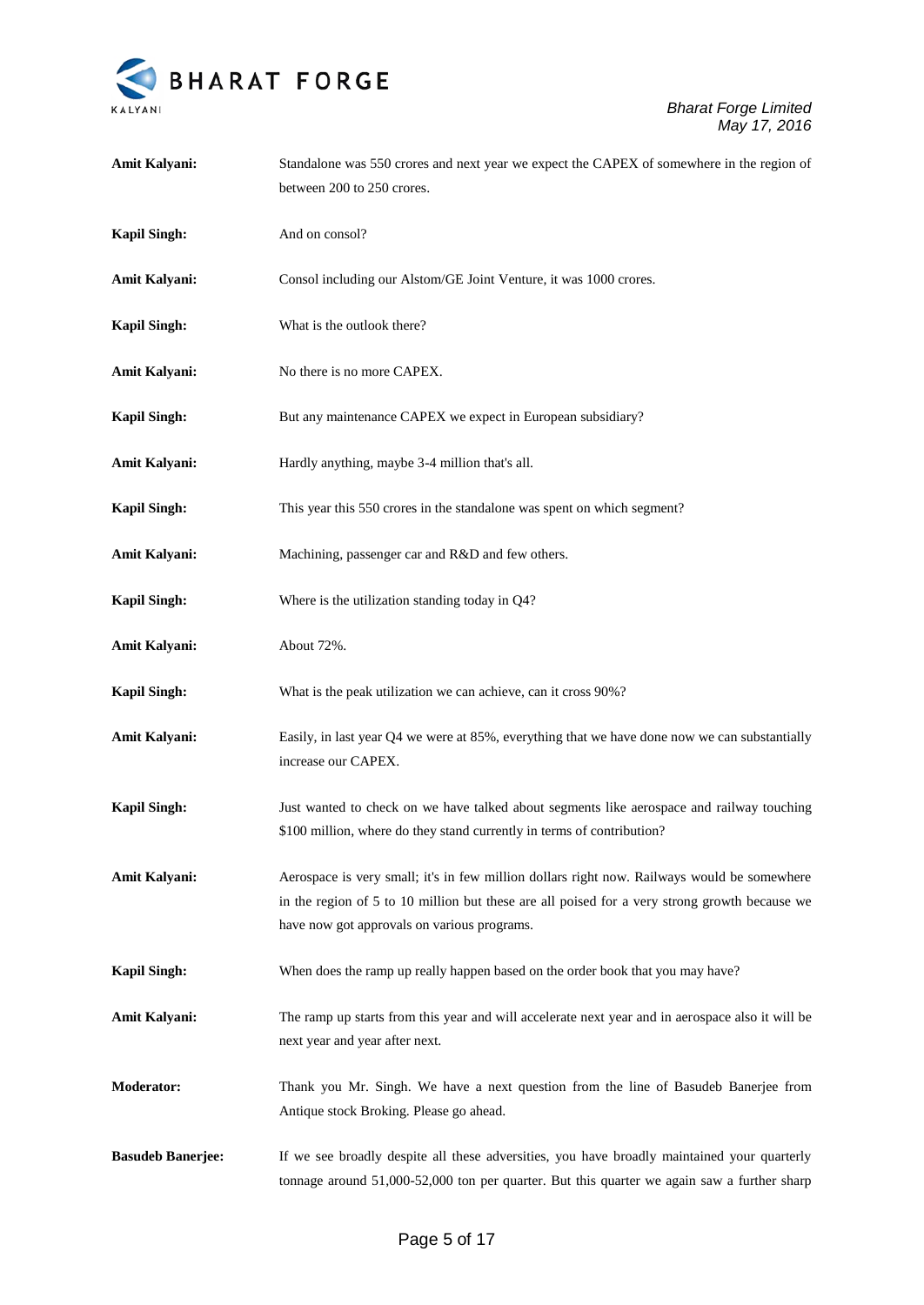**Amit Kalyani:** Standalone was 550 crores and next year we expect the CAPEX of somewhere in the region of between 200 to 250 crores.

**Kapil Singh:** And on consol?

**Amit Kalyani:** Consol including our Alstom/GE Joint Venture, it was 1000 crores.

**Kapil Singh:** What is the outlook there?

**Amit Kalyani:** No there is no more CAPEX.

**Kapil Singh:** But any maintenance CAPEX we expect in European subsidiary?

**Amit Kalyani:** Hardly anything, maybe 3-4 million that's all.

**Kapil Singh:** This year this 550 crores in the standalone was spent on which segment?

**Amit Kalyani:** Machining, passenger car and R&D and few others.

**Kapil Singh:** Where is the utilization standing today in Q4?

**Amit Kalyani:** About 72%.

**Kapil Singh:** What is the peak utilization we can achieve, can it cross 90%?

**Amit Kalyani:** Easily, in last year Q4 we were at 85%, everything that we have done now we can substantially increase our CAPEX.

**Kapil Singh:** Just wanted to check on we have talked about segments like aerospace and railway touching $100 million, where do they stand currently in terms of contribution?

**Amit Kalyani:** Aerospace is very small; it's in few million dollars right now. Railways would be somewhere in the region of 5 to 10 million but these are all poised for a very strong growth because we have now got approvals on various programs.

**Kapil Singh:** When does the ramp up really happen based on the order book that you may have?

**Amit Kalyani:** The ramp up starts from this year and will accelerate next year and in aerospace also it will be next year and year after next.

**Moderator:** Thank you Mr. Singh. We have a next question from the line of Basudeb Banerjee from Antique stock Broking. Please go ahead.

**Basudeb Banerjee:** If we see broadly despite all these adversities, you have broadly maintained your quarterly tonnage around 51,000-52,000 ton per quarter. But this quarter we again saw a further sharp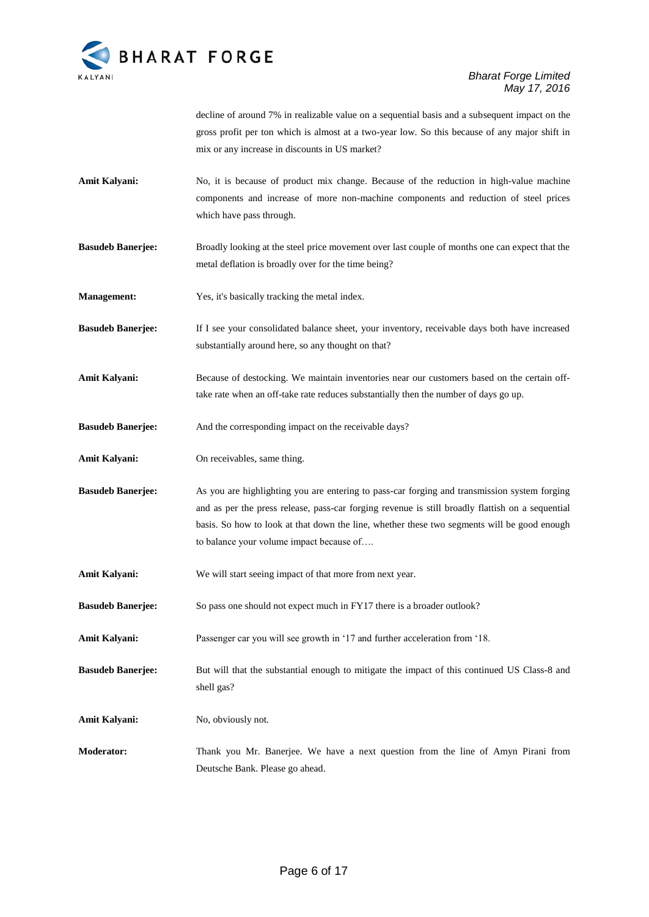decline of around 7% in realizable value on a sequential basis and a subsequent impact on the gross profit per ton which is almost at a two-year low. So this because of any major shift in mix or any increase in discounts in US market?

**Amit Kalyani:** No, it is because of product mix change. Because of the reduction in high-value machine components and increase of more non-machine components and reduction of steel prices which have pass through.

**Basudeb Banerjee:** Broadly looking at the steel price movement over last couple of months one can expect that the metal deflation is broadly over for the time being?

**Management:** Yes, it's basically tracking the metal index.

**Basudeb Banerjee:** If I see your consolidated balance sheet, your inventory, receivable days both have increased substantially around here, so any thought on that?

**Amit Kalyani:** Because of destocking. We maintain inventories near our customers based on the certain off-take rate when an off-take rate reduces substantially then the number of days go up.

**Basudeb Banerjee:** And the corresponding impact on the receivable days?

**Amit Kalyani:** On receivables, same thing.

**Basudeb Banerjee:** As you are highlighting you are entering to pass-car forging and transmission system forging and as per the press release, pass-car forging revenue is still broadly flattish on a sequential basis. So how to look at that down the line, whether these two segments will be good enough to balance your volume impact because of….

**Amit Kalyani:** We will start seeing impact of that more from next year.

**Basudeb Banerjee:** So pass one should not expect much in FY17 there is a broader outlook?

**Amit Kalyani:** Passenger car you will see growth in '17 and further acceleration from '18.

**Basudeb Banerjee:** But will that the substantial enough to mitigate the impact of this continued US Class-8 and shell gas?

**Amit Kalyani:** No, obviously not.

**Moderator:** Thank you Mr. Banerjee. We have a next question from the line of Amyn Pirani from Deutsche Bank. Please go ahead.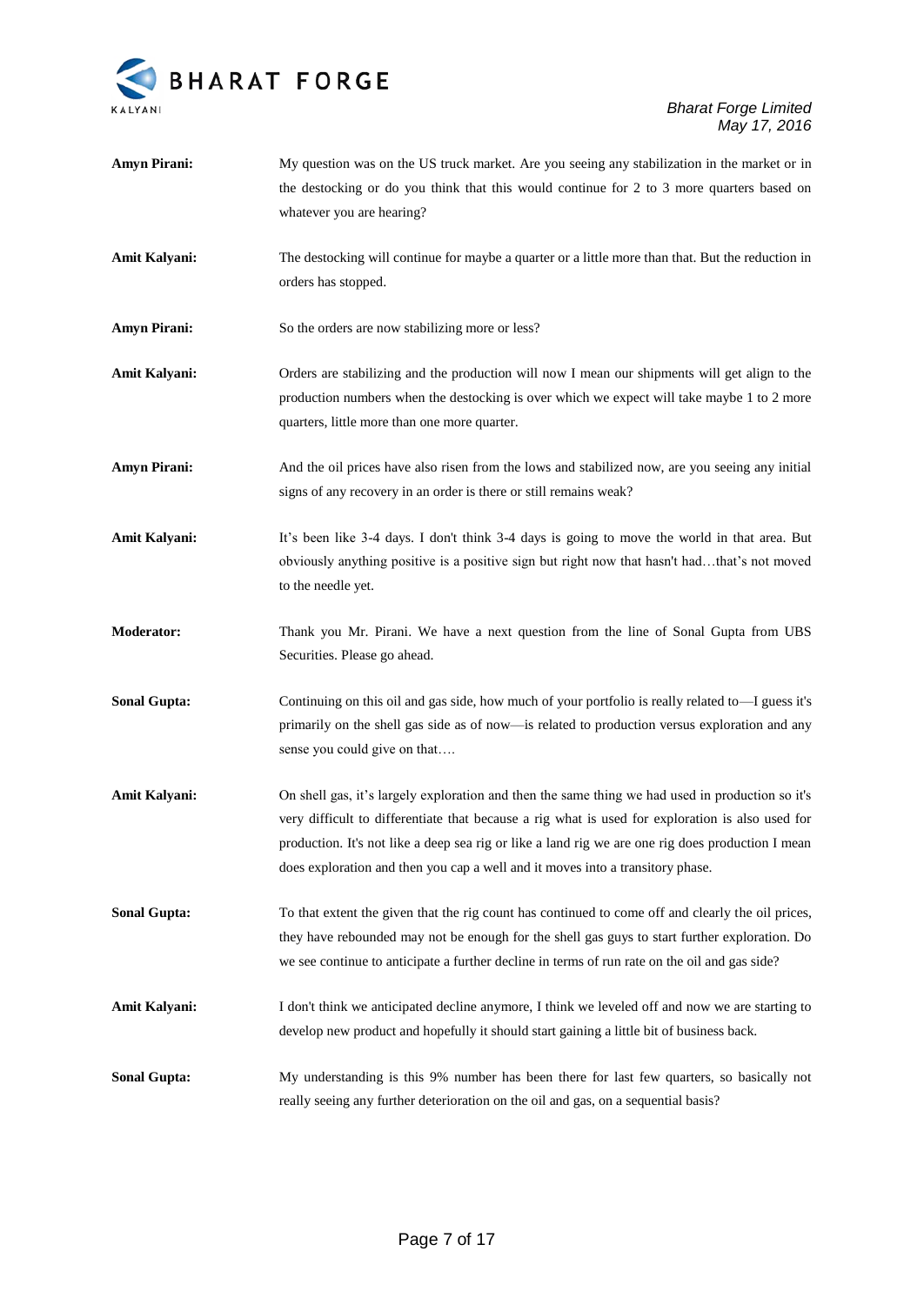**Amyn Pirani:** My question was on the US truck market. Are you seeing any stabilization in the market or in the destocking or do you think that this would continue for 2 to 3 more quarters based on whatever you are hearing?

**Amit Kalyani:** The destocking will continue for maybe a quarter or a little more than that. But the reduction in orders has stopped.

**Amyn Pirani:** So the orders are now stabilizing more or less?

**Amit Kalyani:** Orders are stabilizing and the production will now I mean our shipments will get align to the production numbers when the destocking is over which we expect will take maybe 1 to 2 more quarters, little more than one more quarter.

**Amyn Pirani:** And the oil prices have also risen from the lows and stabilized now, are you seeing any initial signs of any recovery in an order is there or still remains weak?

**Amit Kalyani:** It's been like 3-4 days. I don't think 3-4 days is going to move the world in that area. But obviously anything positive is a positive sign but right now that hasn't had…that's not moved to the needle yet.

**Moderator:** Thank you Mr. Pirani. We have a next question from the line of Sonal Gupta from UBS Securities. Please go ahead.

**Sonal Gupta:** Continuing on this oil and gas side, how much of your portfolio is really related to—I guess it's primarily on the shell gas side as of now—is related to production versus exploration and any sense you could give on that….

**Amit Kalyani:** On shell gas, it's largely exploration and then the same thing we had used in production so it's very difficult to differentiate that because a rig what is used for exploration is also used for production. It's not like a deep sea rig or like a land rig we are one rig does production I mean does exploration and then you cap a well and it moves into a transitory phase.

**Sonal Gupta:** To that extent the given that the rig count has continued to come off and clearly the oil prices, they have rebounded may not be enough for the shell gas guys to start further exploration. Do we see continue to anticipate a further decline in terms of run rate on the oil and gas side?

**Amit Kalyani:** I don't think we anticipated decline anymore, I think we leveled off and now we are starting to develop new product and hopefully it should start gaining a little bit of business back.

**Sonal Gupta:** My understanding is this 9% number has been there for last few quarters, so basically not really seeing any further deterioration on the oil and gas, on a sequential basis?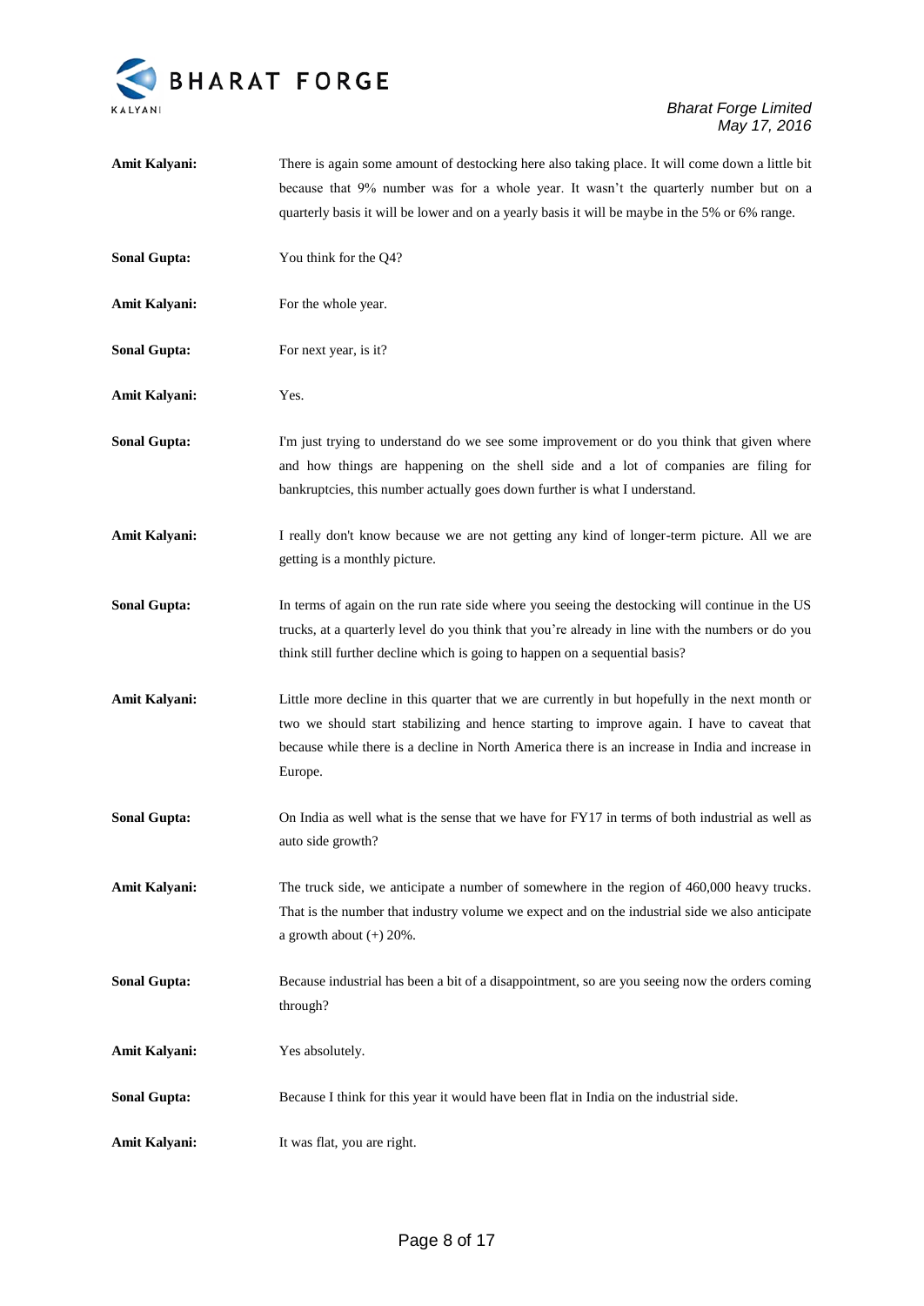**Amit Kalyani:** There is again some amount of destocking here also taking place. It will come down a little bit because that 9% number was for a whole year. It wasn't the quarterly number but on a quarterly basis it will be lower and on a yearly basis it will be maybe in the 5% or 6% range.

**Sonal Gupta:** You think for the Q4?

**Amit Kalyani:** For the whole year.

**Sonal Gupta:** For next year, is it?

**Amit Kalyani:** Yes.

**Sonal Gupta:** I'm just trying to understand do we see some improvement or do you think that given where and how things are happening on the shell side and a lot of companies are filing for bankruptcies, this number actually goes down further is what I understand.

**Amit Kalyani:** I really don't know because we are not getting any kind of longer-term picture. All we are getting is a monthly picture.

**Sonal Gupta:** In terms of again on the run rate side where you seeing the destocking will continue in the US trucks, at a quarterly level do you think that you're already in line with the numbers or do you think still further decline which is going to happen on a sequential basis?

**Amit Kalyani:** Little more decline in this quarter that we are currently in but hopefully in the next month or two we should start stabilizing and hence starting to improve again. I have to caveat that because while there is a decline in North America there is an increase in India and increase in Europe.

**Sonal Gupta:** On India as well what is the sense that we have for FY17 in terms of both industrial as well as auto side growth?

**Amit Kalyani:** The truck side, we anticipate a number of somewhere in the region of 460,000 heavy trucks. That is the number that industry volume we expect and on the industrial side we also anticipate a growth about (+) 20%.

**Sonal Gupta:** Because industrial has been a bit of a disappointment, so are you seeing now the orders coming through?

**Amit Kalyani:** Yes absolutely.

**Sonal Gupta:** Because I think for this year it would have been flat in India on the industrial side.

**Amit Kalyani:** It was flat, you are right.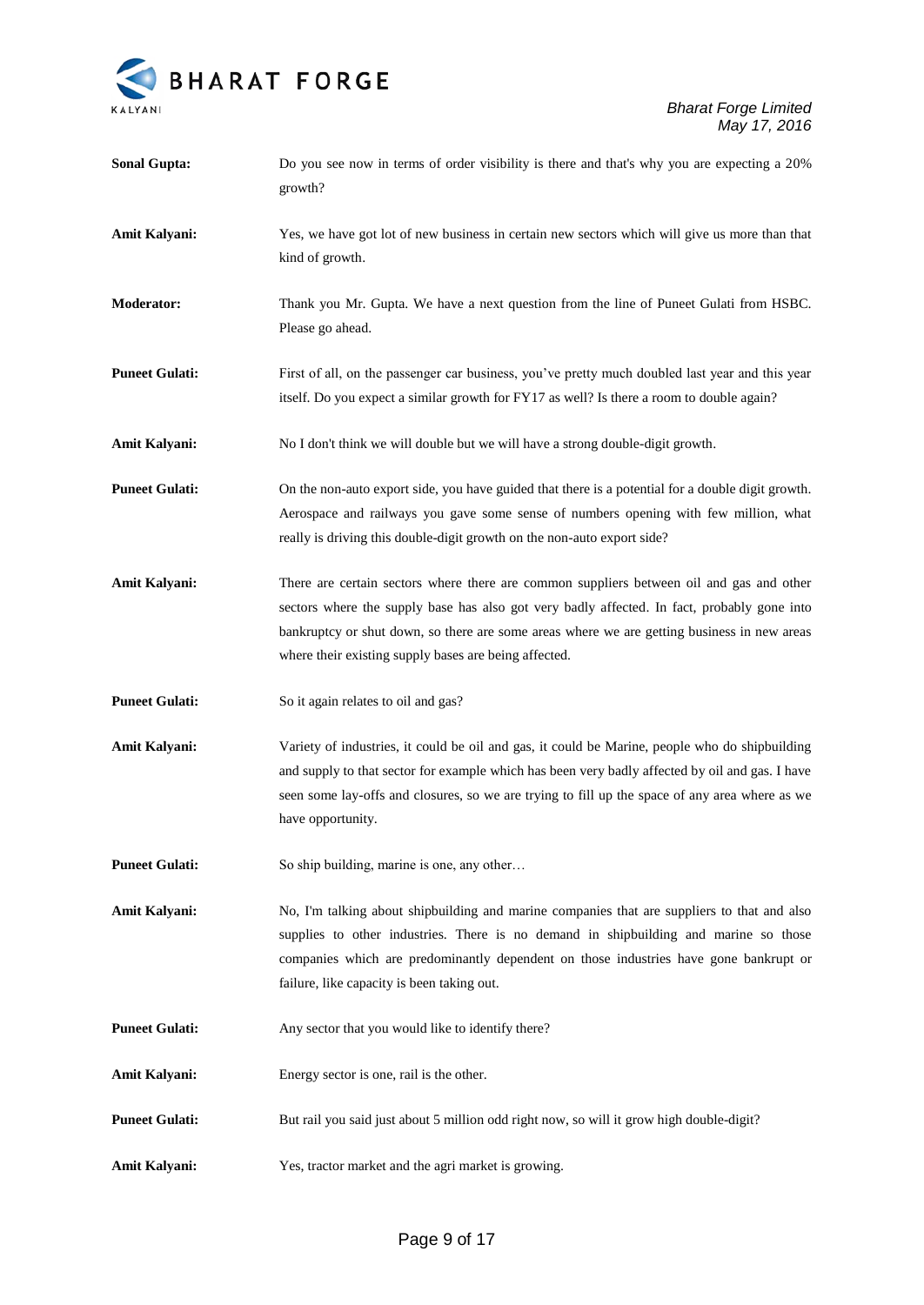**Sonal Gupta:** Do you see now in terms of order visibility is there and that's why you are expecting a 20% growth?

**Amit Kalyani:** Yes, we have got lot of new business in certain new sectors which will give us more than that kind of growth.

**Moderator:** Thank you Mr. Gupta. We have a next question from the line of Puneet Gulati from HSBC. Please go ahead.

**Puneet Gulati:** First of all, on the passenger car business, you've pretty much doubled last year and this year itself. Do you expect a similar growth for FY17 as well? Is there a room to double again?

**Amit Kalyani:** No I don't think we will double but we will have a strong double-digit growth.

**Puneet Gulati:** On the non-auto export side, you have guided that there is a potential for a double digit growth. Aerospace and railways you gave some sense of numbers opening with few million, what really is driving this double-digit growth on the non-auto export side?

**Amit Kalyani:** There are certain sectors where there are common suppliers between oil and gas and other sectors where the supply base has also got very badly affected. In fact, probably gone into bankruptcy or shut down, so there are some areas where we are getting business in new areas where their existing supply bases are being affected.

**Puneet Gulati:** So it again relates to oil and gas?

**Amit Kalyani:** Variety of industries, it could be oil and gas, it could be Marine, people who do shipbuilding and supply to that sector for example which has been very badly affected by oil and gas. I have seen some lay-offs and closures, so we are trying to fill up the space of any area where as we have opportunity.

**Puneet Gulati:** So ship building, marine is one, any other…

**Amit Kalyani:** No, I'm talking about shipbuilding and marine companies that are suppliers to that and also supplies to other industries. There is no demand in shipbuilding and marine so those companies which are predominantly dependent on those industries have gone bankrupt or failure, like capacity is been taking out.

**Puneet Gulati:** Any sector that you would like to identify there?

**Amit Kalyani:** Energy sector is one, rail is the other.

**Puneet Gulati:** But rail you said just about 5 million odd right now, so will it grow high double-digit?

**Amit Kalyani:** Yes, tractor market and the agri market is growing.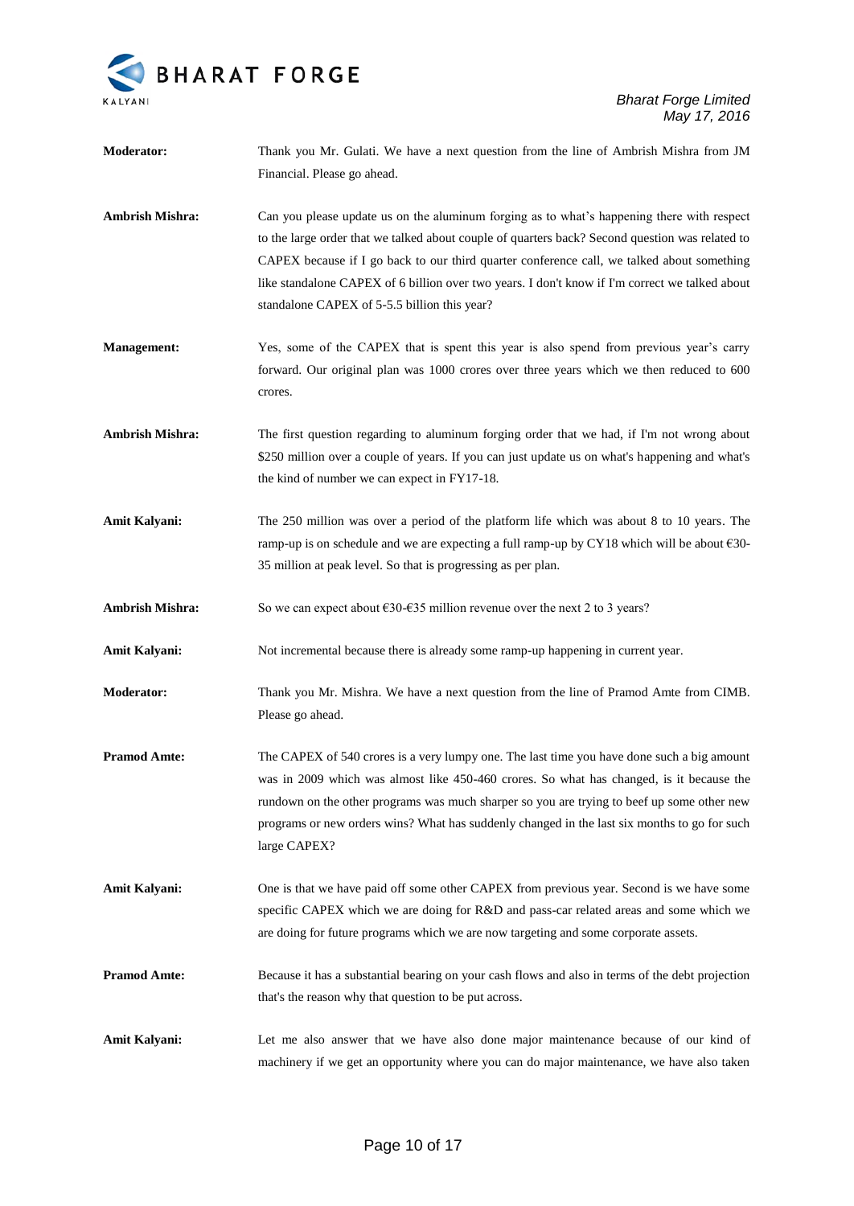**Moderator:** Thank you Mr. Gulati. We have a next question from the line of Ambrish Mishra from JM Financial. Please go ahead.

**Ambrish Mishra:** Can you please update us on the aluminum forging as to what's happening there with respect to the large order that we talked about couple of quarters back? Second question was related to CAPEX because if I go back to our third quarter conference call, we talked about something like standalone CAPEX of 6 billion over two years. I don't know if I'm correct we talked about standalone CAPEX of 5-5.5 billion this year?

**Management:** Yes, some of the CAPEX that is spent this year is also spend from previous year's carry forward. Our original plan was 1000 crores over three years which we then reduced to 600 crores.

**Ambrish Mishra:** The first question regarding to aluminum forging order that we had, if I'm not wrong about \$250 million over a couple of years. If you can just update us on what's happening and what's the kind of number we can expect in FY17-18.

**Amit Kalyani:** The 250 million was over a period of the platform life which was about 8 to 10 years. The ramp-up is on schedule and we are expecting a full ramp-up by CY18 which will be about €30-35 million at peak level. So that is progressing as per plan.

**Ambrish Mishra:** So we can expect about €30-€35 million revenue over the next 2 to 3 years?

**Amit Kalyani:** Not incremental because there is already some ramp-up happening in current year.

**Moderator:** Thank you Mr. Mishra. We have a next question from the line of Pramod Amte from CIMB. Please go ahead.

**Pramod Amte:** The CAPEX of 540 crores is a very lumpy one. The last time you have done such a big amount was in 2009 which was almost like 450-460 crores. So what has changed, is it because the rundown on the other programs was much sharper so you are trying to beef up some other new programs or new orders wins? What has suddenly changed in the last six months to go for such large CAPEX?

**Amit Kalyani:** One is that we have paid off some other CAPEX from previous year. Second is we have some specific CAPEX which we are doing for R&D and pass-car related areas and some which we are doing for future programs which we are now targeting and some corporate assets.

**Pramod Amte:** Because it has a substantial bearing on your cash flows and also in terms of the debt projection that's the reason why that question to be put across.

**Amit Kalyani:** Let me also answer that we have also done major maintenance because of our kind of machinery if we get an opportunity where you can do major maintenance, we have also taken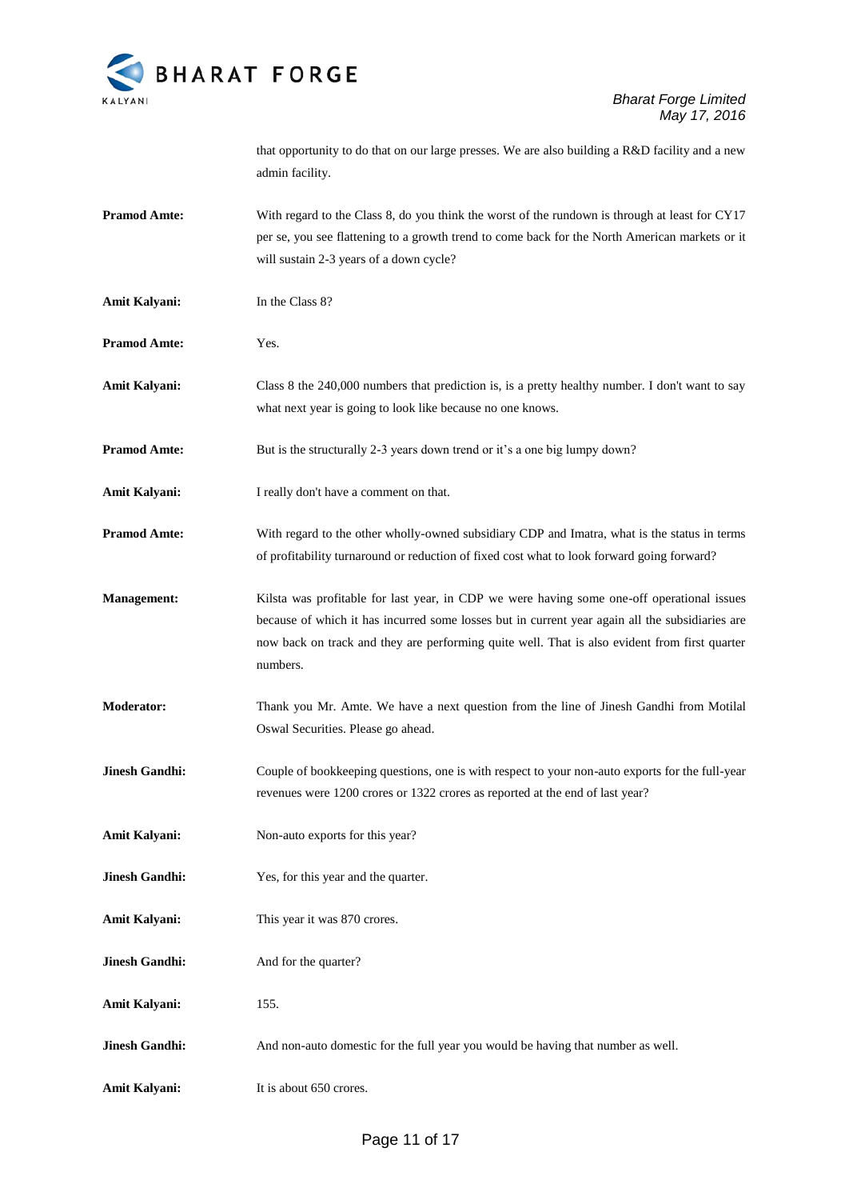that opportunity to do that on our large presses. We are also building a R&D facility and a new admin facility.

**Pramod Amte:** With regard to the Class 8, do you think the worst of the rundown is through at least for CY17 per se, you see flattening to a growth trend to come back for the North American markets or it will sustain 2-3 years of a down cycle?

**Amit Kalyani:** In the Class 8?

**Pramod Amte:** Yes.

**Amit Kalyani:** Class 8 the 240,000 numbers that prediction is, is a pretty healthy number. I don't want to say what next year is going to look like because no one knows.

**Pramod Amte:** But is the structurally 2-3 years down trend or it's a one big lumpy down?

**Amit Kalyani:** I really don't have a comment on that.

**Pramod Amte:** With regard to the other wholly-owned subsidiary CDP and Imatra, what is the status in terms of profitability turnaround or reduction of fixed cost what to look forward going forward?

**Management:** Kilsta was profitable for last year, in CDP we were having some one-off operational issues because of which it has incurred some losses but in current year again all the subsidiaries are now back on track and they are performing quite well. That is also evident from first quarter numbers.

**Moderator:** Thank you Mr. Amte. We have a next question from the line of Jinesh Gandhi from Motilal Oswal Securities. Please go ahead.

**Jinesh Gandhi:** Couple of bookkeeping questions, one is with respect to your non-auto exports for the full-year revenues were 1200 crores or 1322 crores as reported at the end of last year?

**Amit Kalyani:** Non-auto exports for this year?

**Jinesh Gandhi:** Yes, for this year and the quarter.

**Amit Kalyani:** This year it was 870 crores.

**Jinesh Gandhi:** And for the quarter?

**Amit Kalyani:** 155.

**Jinesh Gandhi:** And non-auto domestic for the full year you would be having that number as well.

**Amit Kalyani:** It is about 650 crores.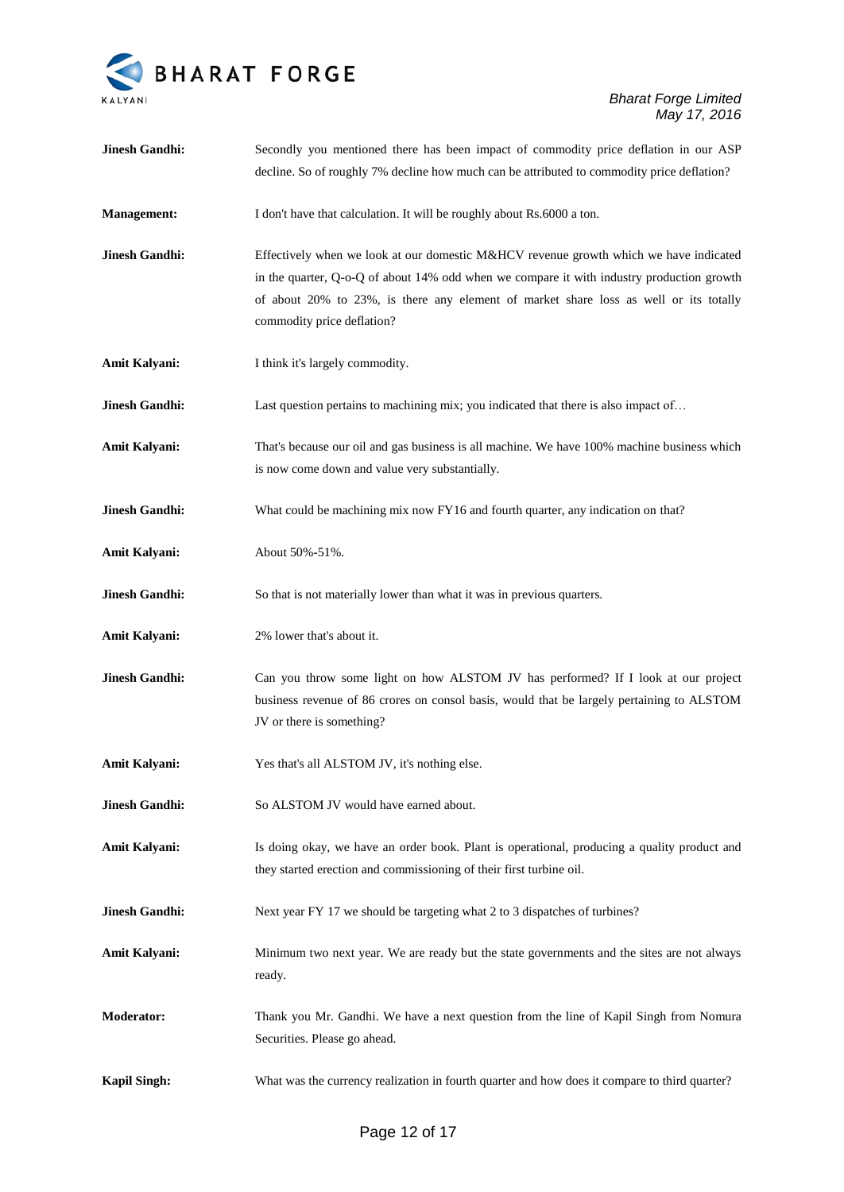**Jinesh Gandhi:** Secondly you mentioned there has been impact of commodity price deflation in our ASP decline. So of roughly 7% decline how much can be attributed to commodity price deflation?

**Management:** I don't have that calculation. It will be roughly about Rs.6000 a ton.

**Jinesh Gandhi:** Effectively when we look at our domestic M&HCV revenue growth which we have indicated in the quarter, Q-o-Q of about 14% odd when we compare it with industry production growth of about 20% to 23%, is there any element of market share loss as well or its totally commodity price deflation?

**Amit Kalyani:** I think it's largely commodity.

**Jinesh Gandhi:** Last question pertains to machining mix; you indicated that there is also impact of…

**Amit Kalyani:** That's because our oil and gas business is all machine. We have 100% machine business which is now come down and value very substantially.

**Jinesh Gandhi:** What could be machining mix now FY16 and fourth quarter, any indication on that?

**Amit Kalyani:** About 50%-51%.

**Jinesh Gandhi:** So that is not materially lower than what it was in previous quarters.

**Amit Kalyani:** 2% lower that's about it.

**Jinesh Gandhi:** Can you throw some light on how ALSTOM JV has performed? If I look at our project business revenue of 86 crores on consol basis, would that be largely pertaining to ALSTOM JV or there is something?

**Amit Kalyani:** Yes that's all ALSTOM JV, it's nothing else.

**Jinesh Gandhi:** So ALSTOM JV would have earned about.

**Amit Kalyani:** Is doing okay, we have an order book. Plant is operational, producing a quality product and they started erection and commissioning of their first turbine oil.

**Jinesh Gandhi:** Next year FY 17 we should be targeting what 2 to 3 dispatches of turbines?

**Amit Kalyani:** Minimum two next year. We are ready but the state governments and the sites are not always ready.

**Moderator:** Thank you Mr. Gandhi. We have a next question from the line of Kapil Singh from Nomura Securities. Please go ahead.

**Kapil Singh:** What was the currency realization in fourth quarter and how does it compare to third quarter?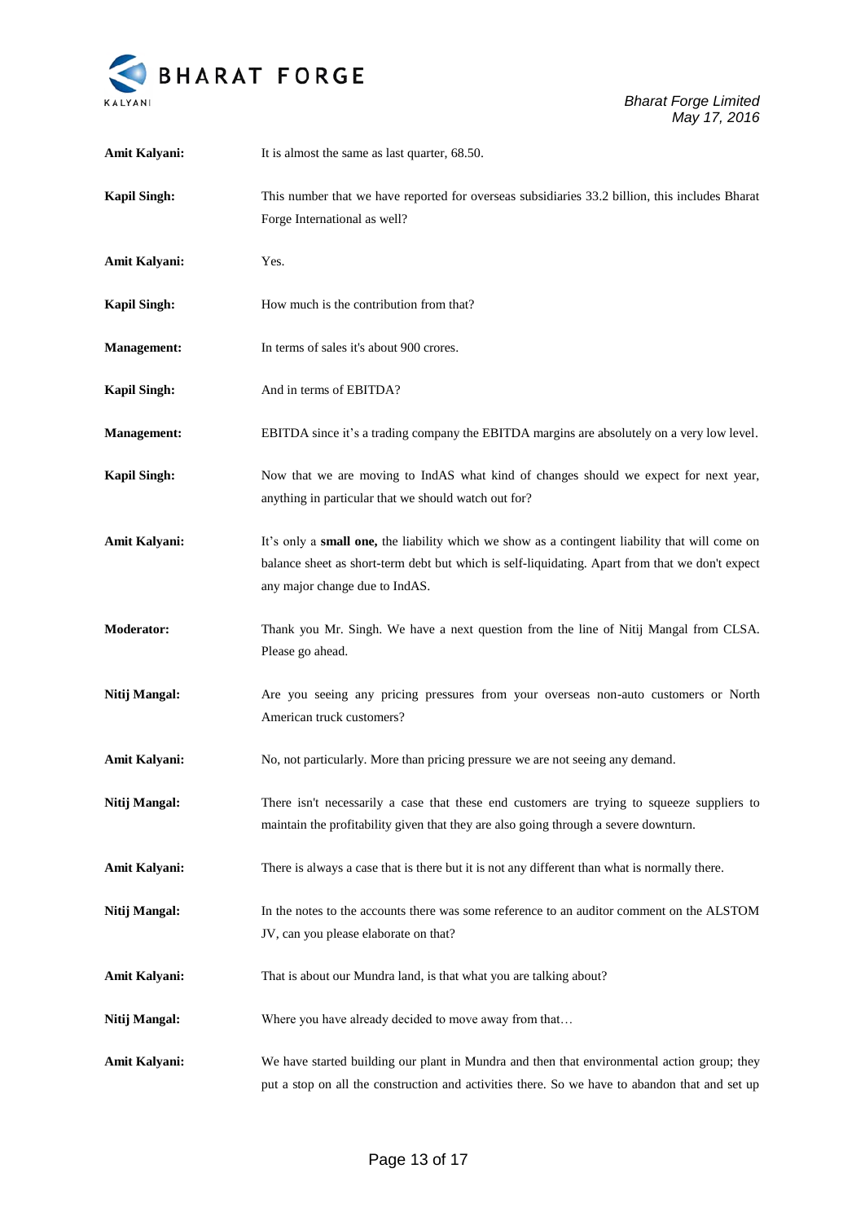**Amit Kalyani:** It is almost the same as last quarter, 68.50.

**Kapil Singh:** This number that we have reported for overseas subsidiaries 33.2 billion, this includes Bharat Forge International as well?

**Amit Kalyani:** Yes.

**Kapil Singh:** How much is the contribution from that?

**Management:** In terms of sales it's about 900 crores.

**Kapil Singh:** And in terms of EBITDA?

**Management:** EBITDA since it's a trading company the EBITDA margins are absolutely on a very low level.

**Kapil Singh:** Now that we are moving to IndAS what kind of changes should we expect for next year, anything in particular that we should watch out for?

**Amit Kalyani:** It's only a **small one,** the liability which we show as a contingent liability that will come on balance sheet as short-term debt but which is self-liquidating. Apart from that we don't expect any major change due to IndAS.

**Moderator:** Thank you Mr. Singh. We have a next question from the line of Nitij Mangal from CLSA. Please go ahead.

**Nitij Mangal:** Are you seeing any pricing pressures from your overseas non-auto customers or North American truck customers?

**Amit Kalyani:** No, not particularly. More than pricing pressure we are not seeing any demand.

**Nitij Mangal:** There isn't necessarily a case that these end customers are trying to squeeze suppliers to maintain the profitability given that they are also going through a severe downturn.

**Amit Kalyani:** There is always a case that is there but it is not any different than what is normally there.

**Nitij Mangal:** In the notes to the accounts there was some reference to an auditor comment on the ALSTOM JV, can you please elaborate on that?

**Amit Kalyani:** That is about our Mundra land, is that what you are talking about?

**Nitij Mangal:** Where you have already decided to move away from that…

**Amit Kalyani:** We have started building our plant in Mundra and then that environmental action group; they put a stop on all the construction and activities there. So we have to abandon that and set up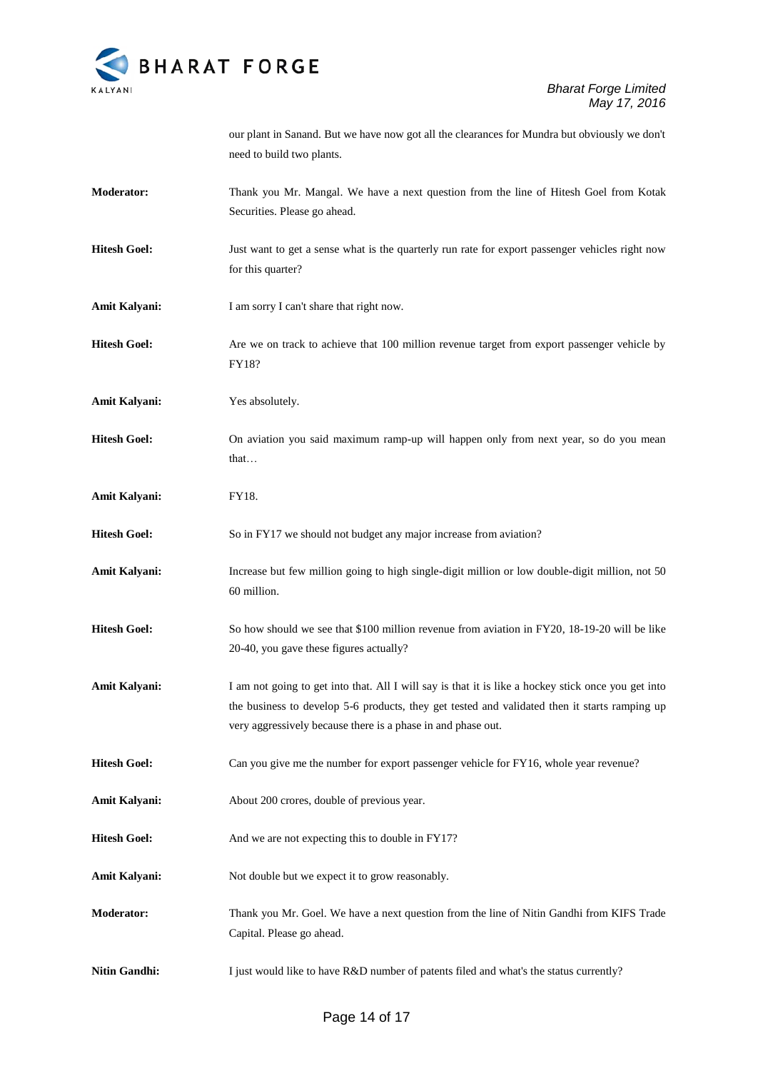our plant in Sanand. But we have now got all the clearances for Mundra but obviously we don't need to build two plants.

**Moderator:** Thank you Mr. Mangal. We have a next question from the line of Hitesh Goel from Kotak Securities. Please go ahead.

**Hitesh Goel:** Just want to get a sense what is the quarterly run rate for export passenger vehicles right now for this quarter?

**Amit Kalyani:** I am sorry I can't share that right now.

**Hitesh Goel:** Are we on track to achieve that 100 million revenue target from export passenger vehicle by FY18?

**Amit Kalyani:** Yes absolutely.

**Hitesh Goel:** On aviation you said maximum ramp-up will happen only from next year, so do you mean that…

**Amit Kalyani:** FY18.

**Hitesh Goel:** So in FY17 we should not budget any major increase from aviation?

**Amit Kalyani:** Increase but few million going to high single-digit million or low double-digit million, not 50 60 million.

**Hitesh Goel:** So how should we see that $100 million revenue from aviation in FY20, 18-19-20 will be like 20-40, you gave these figures actually?

**Amit Kalyani:** I am not going to get into that. All I will say is that it is like a hockey stick once you get into the business to develop 5-6 products, they get tested and validated then it starts ramping up very aggressively because there is a phase in and phase out.

**Hitesh Goel:** Can you give me the number for export passenger vehicle for FY16, whole year revenue?

**Amit Kalyani:** About 200 crores, double of previous year.

**Hitesh Goel:** And we are not expecting this to double in FY17?

**Amit Kalyani:** Not double but we expect it to grow reasonably.

**Moderator:** Thank you Mr. Goel. We have a next question from the line of Nitin Gandhi from KIFS Trade Capital. Please go ahead.

**Nitin Gandhi:** I just would like to have R&D number of patents filed and what's the status currently?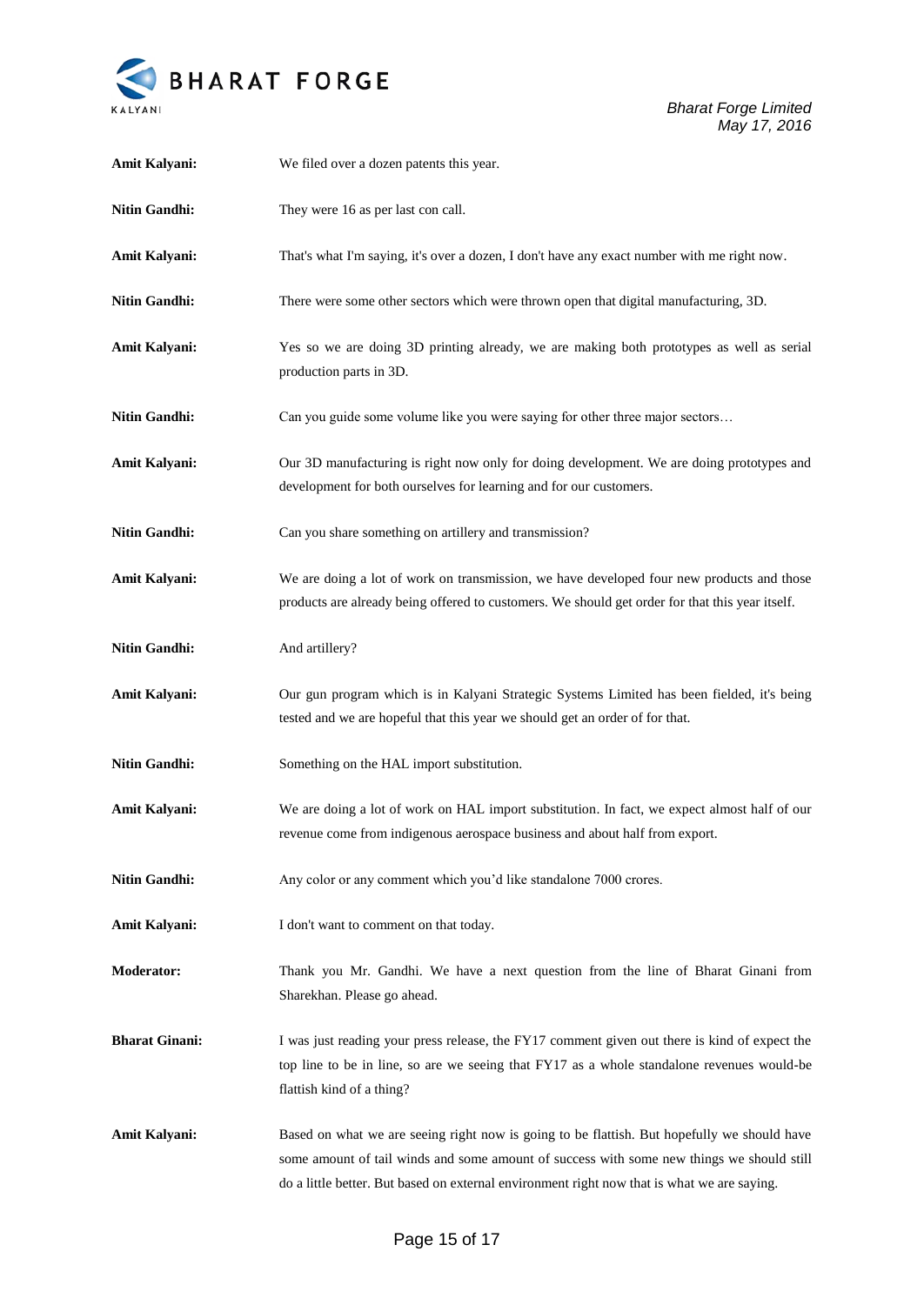**Amit Kalyani:** We filed over a dozen patents this year.

**Nitin Gandhi:** They were 16 as per last con call.

**Amit Kalyani:** That's what I'm saying, it's over a dozen, I don't have any exact number with me right now.

**Nitin Gandhi:** There were some other sectors which were thrown open that digital manufacturing, 3D.

**Amit Kalyani:** Yes so we are doing 3D printing already, we are making both prototypes as well as serial production parts in 3D.

**Nitin Gandhi:** Can you guide some volume like you were saying for other three major sectors…

**Amit Kalyani:** Our 3D manufacturing is right now only for doing development. We are doing prototypes and development for both ourselves for learning and for our customers.

**Nitin Gandhi:** Can you share something on artillery and transmission?

**Amit Kalyani:** We are doing a lot of work on transmission, we have developed four new products and those products are already being offered to customers. We should get order for that this year itself.

**Nitin Gandhi:** And artillery?

**Amit Kalyani:** Our gun program which is in Kalyani Strategic Systems Limited has been fielded, it's being tested and we are hopeful that this year we should get an order of for that.

**Nitin Gandhi:** Something on the HAL import substitution.

**Amit Kalyani:** We are doing a lot of work on HAL import substitution. In fact, we expect almost half of our revenue come from indigenous aerospace business and about half from export.

**Nitin Gandhi:** Any color or any comment which you'd like standalone 7000 crores.

**Amit Kalyani:** I don't want to comment on that today.

**Moderator:** Thank you Mr. Gandhi. We have a next question from the line of Bharat Ginani from Sharekhan. Please go ahead.

**Bharat Ginani:** I was just reading your press release, the FY17 comment given out there is kind of expect the top line to be in line, so are we seeing that FY17 as a whole standalone revenues would-be flattish kind of a thing?

**Amit Kalyani:** Based on what we are seeing right now is going to be flattish. But hopefully we should have some amount of tail winds and some amount of success with some new things we should still do a little better. But based on external environment right now that is what we are saying.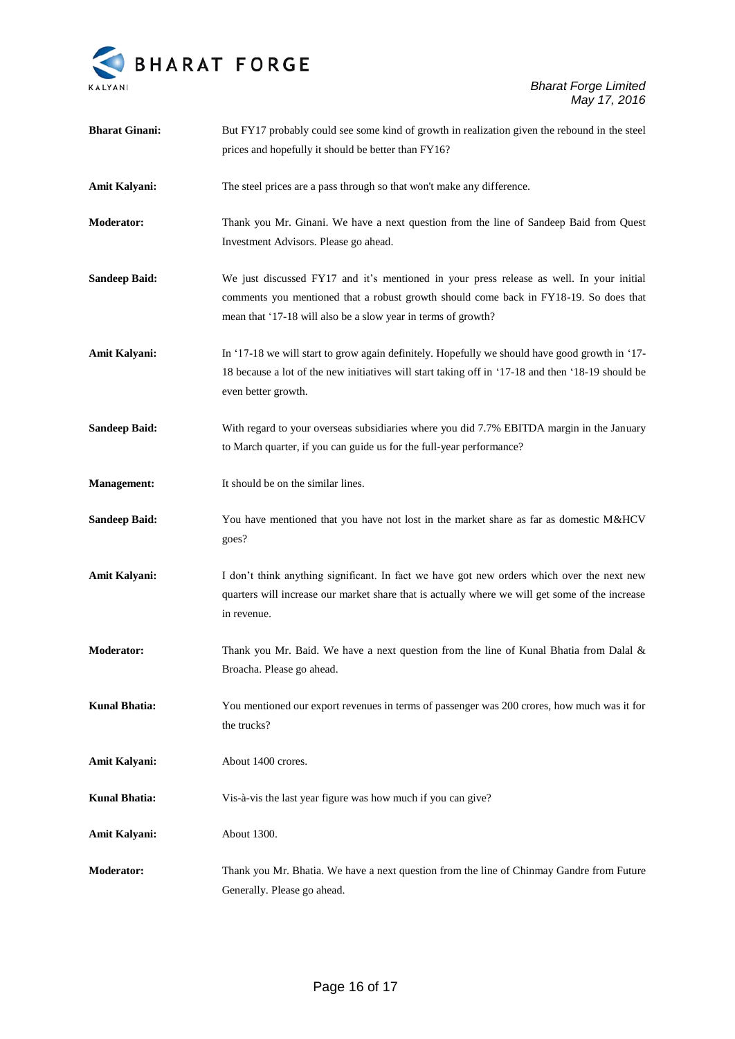**Bharat Ginani:** But FY17 probably could see some kind of growth in realization given the rebound in the steel prices and hopefully it should be better than FY16?

**Amit Kalyani:** The steel prices are a pass through so that won't make any difference.

**Moderator:** Thank you Mr. Ginani. We have a next question from the line of Sandeep Baid from Quest Investment Advisors. Please go ahead.

**Sandeep Baid:** We just discussed FY17 and it's mentioned in your press release as well. In your initial comments you mentioned that a robust growth should come back in FY18-19. So does that mean that '17-18 will also be a slow year in terms of growth?

**Amit Kalyani:** In '17-18 we will start to grow again definitely. Hopefully we should have good growth in '17-18 because a lot of the new initiatives will start taking off in '17-18 and then '18-19 should be even better growth.

**Sandeep Baid:** With regard to your overseas subsidiaries where you did 7.7% EBITDA margin in the January to March quarter, if you can guide us for the full-year performance?

**Management:** It should be on the similar lines.

**Sandeep Baid:** You have mentioned that you have not lost in the market share as far as domestic M&HCV goes?

**Amit Kalyani:** I don't think anything significant. In fact we have got new orders which over the next new quarters will increase our market share that is actually where we will get some of the increase in revenue.

**Moderator:** Thank you Mr. Baid. We have a next question from the line of Kunal Bhatia from Dalal & Broacha. Please go ahead.

**Kunal Bhatia:** You mentioned our export revenues in terms of passenger was 200 crores, how much was it for the trucks?

**Amit Kalyani:** About 1400 crores.

**Kunal Bhatia:** Vis-à-vis the last year figure was how much if you can give?

**Amit Kalyani:** About 1300.

**Moderator:** Thank you Mr. Bhatia. We have a next question from the line of Chinmay Gandre from Future Generally. Please go ahead.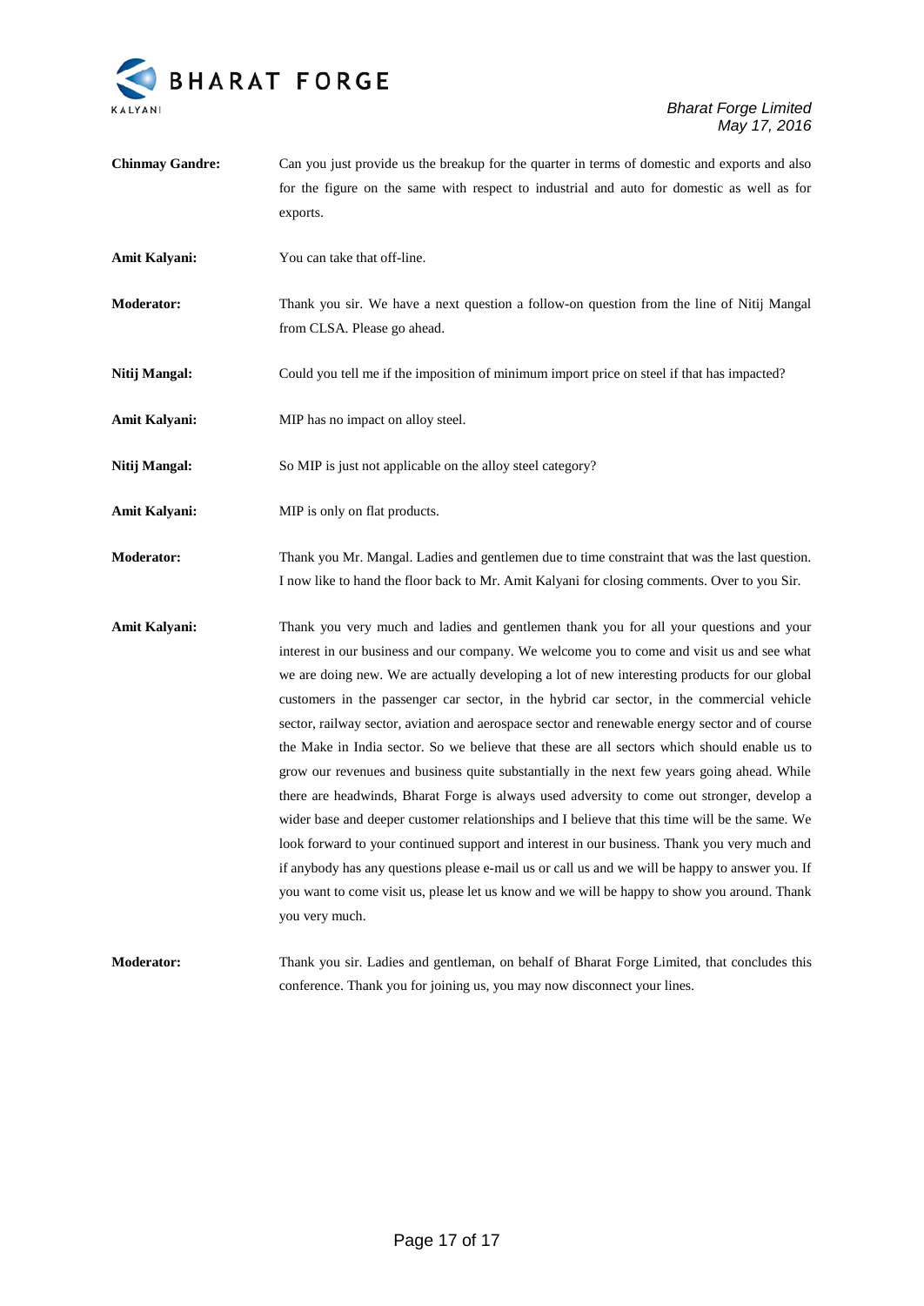**Chinmay Gandre:** Can you just provide us the breakup for the quarter in terms of domestic and exports and also for the figure on the same with respect to industrial and auto for domestic as well as for exports.

**Amit Kalyani:** You can take that off-line.

**Moderator:** Thank you sir. We have a next question a follow-on question from the line of Nitij Mangal from CLSA. Please go ahead.

**Nitij Mangal:** Could you tell me if the imposition of minimum import price on steel if that has impacted?

**Amit Kalyani:** MIP has no impact on alloy steel.

**Nitij Mangal:** So MIP is just not applicable on the alloy steel category?

**Amit Kalyani:** MIP is only on flat products.

**Moderator:** Thank you Mr. Mangal. Ladies and gentlemen due to time constraint that was the last question. I now like to hand the floor back to Mr. Amit Kalyani for closing comments. Over to you Sir.

**Amit Kalyani:** Thank you very much and ladies and gentlemen thank you for all your questions and your interest in our business and our company. We welcome you to come and visit us and see what we are doing new. We are actually developing a lot of new interesting products for our global customers in the passenger car sector, in the hybrid car sector, in the commercial vehicle sector, railway sector, aviation and aerospace sector and renewable energy sector and of course the Make in India sector. So we believe that these are all sectors which should enable us to grow our revenues and business quite substantially in the next few years going ahead. While there are headwinds, Bharat Forge is always used adversity to come out stronger, develop a wider base and deeper customer relationships and I believe that this time will be the same. We look forward to your continued support and interest in our business. Thank you very much and if anybody has any questions please e-mail us or call us and we will be happy to answer you. If you want to come visit us, please let us know and we will be happy to show you around. Thank you very much.

**Moderator:** Thank you sir. Ladies and gentleman, on behalf of Bharat Forge Limited, that concludes this conference. Thank you for joining us, you may now disconnect your lines.